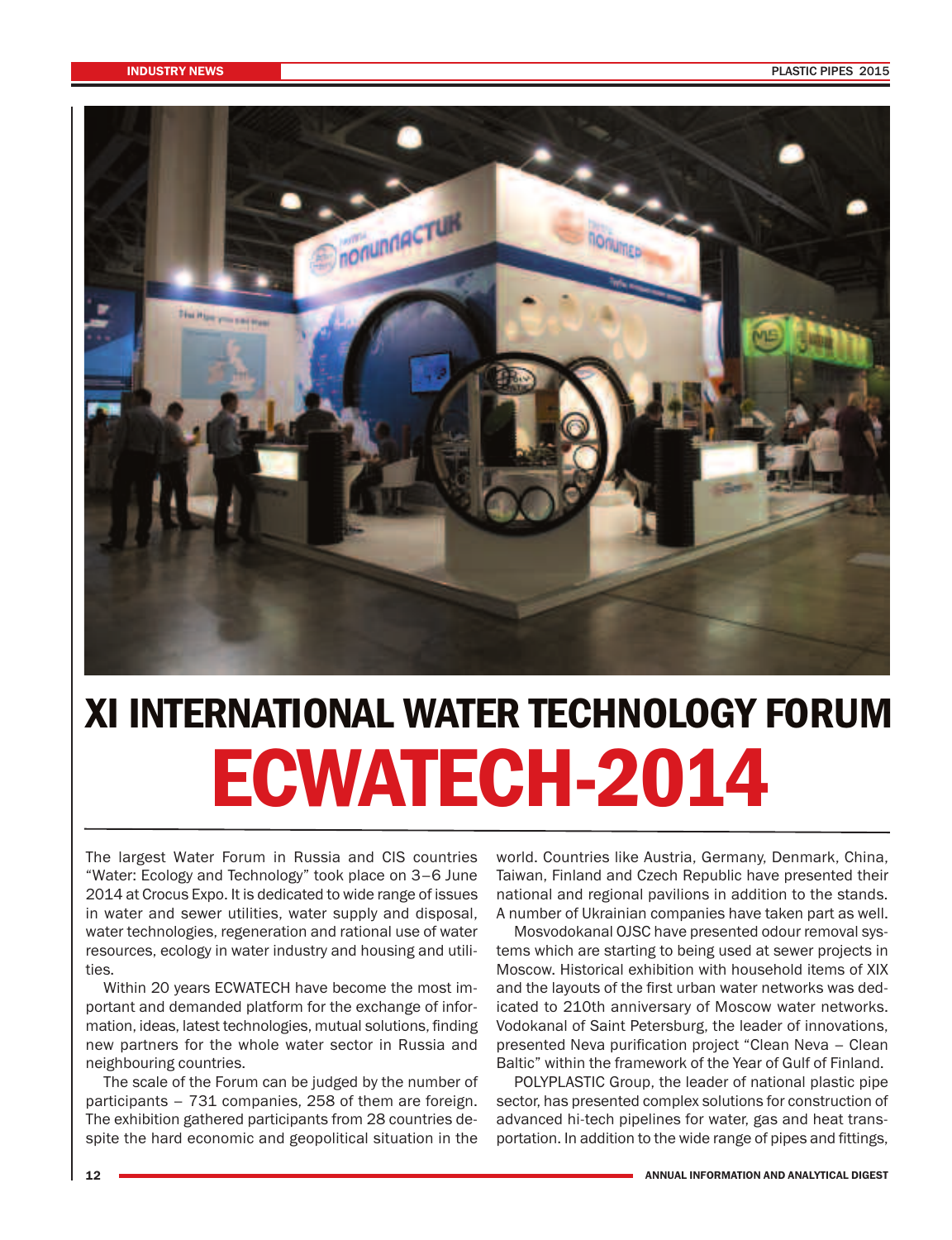# XI INTERNATIONAL WATER TECHNOLOGY FORUM ECWATECH-2014

The largest Water Forum in Russia and CIS countries "Water: Ecology and Technology" took place on 3–6 June 2014 at Crocus Expo. It is dedicated to wide range of issues in water and sewer utilities, water supply and disposal, water technologies, regeneration and rational use of water resources, ecology in water industry and housing and utilities.

Within 20 years ECWATECH have become the most important and demanded platform for the exchange of information, ideas, latest technologies, mutual solutions, finding new partners for the whole water sector in Russia and neighbouring countries.

The scale of the Forum can be judged by the number of participants – 731 companies, 258 of them are foreign. The exhibition gathered participants from 28 countries despite the hard economic and geopolitical situation in the world. Countries like Austria, Germany, Denmark, China, Taiwan, Finland and Czech Republic have presented their national and regional pavilions in addition to the stands. A number of Ukrainian companies have taken part as well.

Mosvodokanal OJSC have presented odour removal systems which are starting to being used at sewer projects in Moscow. Historical exhibition with household items of XIX and the layouts of the first urban water networks was dedicated to 210th anniversary of Moscow water networks. Vodokanal of Saint Petersburg, the leader of innovations, presented Neva purification project "Clean Neva – Clean Baltic" within the framework of the Year of Gulf of Finland.

POLYPLASTIC Group, the leader of national plastic pipe sector, has presented complex solutions for construction of advanced hi-tech pipelines for water, gas and heat transportation. In addition to the wide range of pipes and fittings,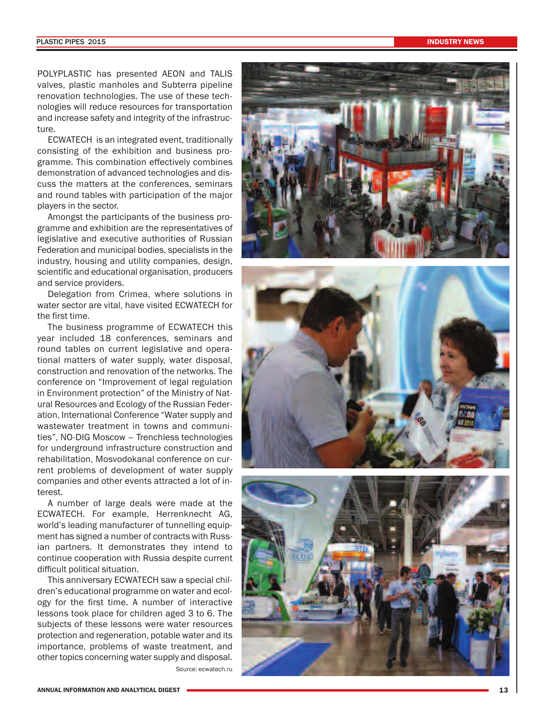POLYPLASTIC has presented AEON and TALIS valves, plastic manholes and Subterra pipeline renovation technologies. The use of these technologies will reduce resources for transportation and increase safety and integrity of the infrastructure.

ECWATECH is an integrated event, traditionally consisting of the exhibition and business programme. This combination effectively combines demonstration of advanced technologies and discuss the matters at the conferences, seminars and round tables with participation of the major players in the sector.

Amongst the participants of the business programme and exhibition are the representatives of legislative and executive authorities of Russian Federation and municipal bodies, specialists in the industry, housing and utility companies, design, scientific and educational organisation, producers and service providers.

Delegation from Crimea, where solutions in water sector are vital, have visited ECWATECH for the first time.

The business programme of ECWATECH this year included 18 conferences, seminars and round tables on current legislative and operational matters of water supply, water disposal, construction and renovation of the networks. The conference on "Improvement of legal regulation in Environment protection" of the Ministry of Natural Resources and Ecology of the Russian Federation, International Conference "Water supply and wastewater treatment in towns and communities", NO-DIG Moscow – Trenchless technologies for underground infrastructure construction and rehabilitation, Mosvodokanal conference on current problems of development of water supply companies and other events attracted a lot of interest.

A number of large deals were made at the ECWATECH. For example, Herrenknecht AG, world's leading manufacturer of tunnelling equipment has signed a number of contracts with Russian partners. It demonstrates they intend to continue cooperation with Russia despite current difficult political situation.

This anniversary ECWATECH saw a special children's educational programme on water and ecology for the first time. A number of interactive lessons took place for children aged 3 to 6. The subjects of these lessons were water resources protection and regeneration, potable water and its importance, problems of waste treatment, and other topics concerning water supply and disposal.

Source: ecwatech.ru